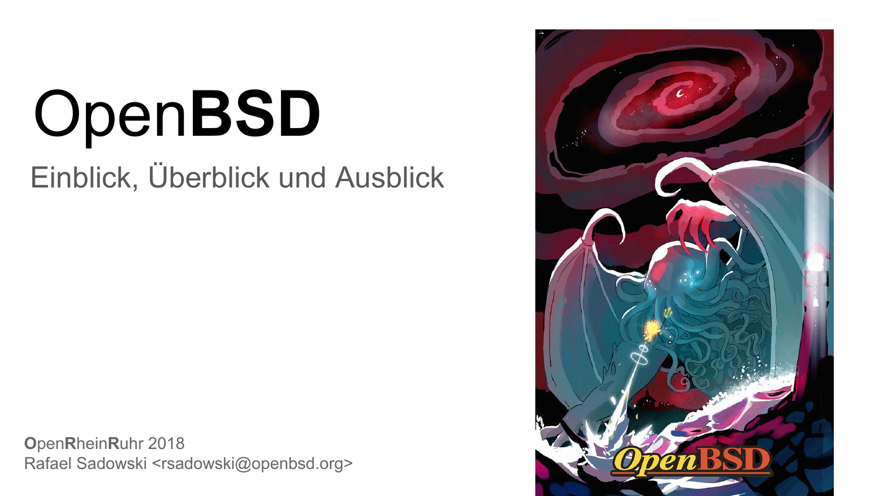# Open**BSD**

## Einblick, Überblick und Ausblick

**O**pen**R**hein**R**uhr 2018
Rafael Sadowski <rsadowski@openbsd.org>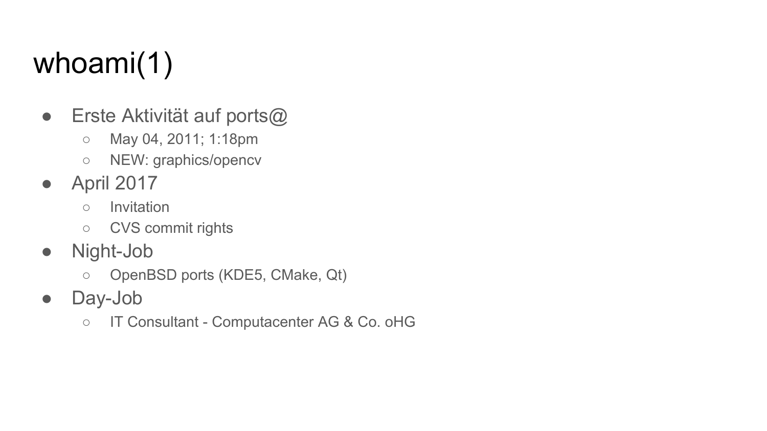# whoami(1)

- Erste Aktivität auf ports@
  - May 04, 2011; 1:18pm
  - NEW: graphics/opencv
- April 2017
  - Invitation
  - CVS commit rights
- Night-Job
  - OpenBSD ports (KDE5, CMake, Qt)
- Day-Job
  - IT Consultant - Computacenter AG & Co. oHG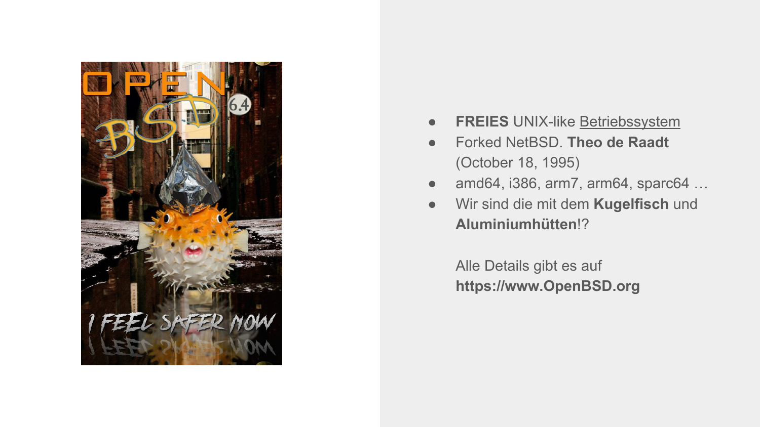- **FREIES** UNIX-like Betriebssystem
- Forked NetBSD. **Theo de Raadt** (October 18, 1995)
- amd64, i386, arm7, arm64, sparc64 …
- Wir sind die mit dem **Kugelfisch** und **Aluminiumhütten**!?

Alle Details gibt es auf **https://www.OpenBSD.org**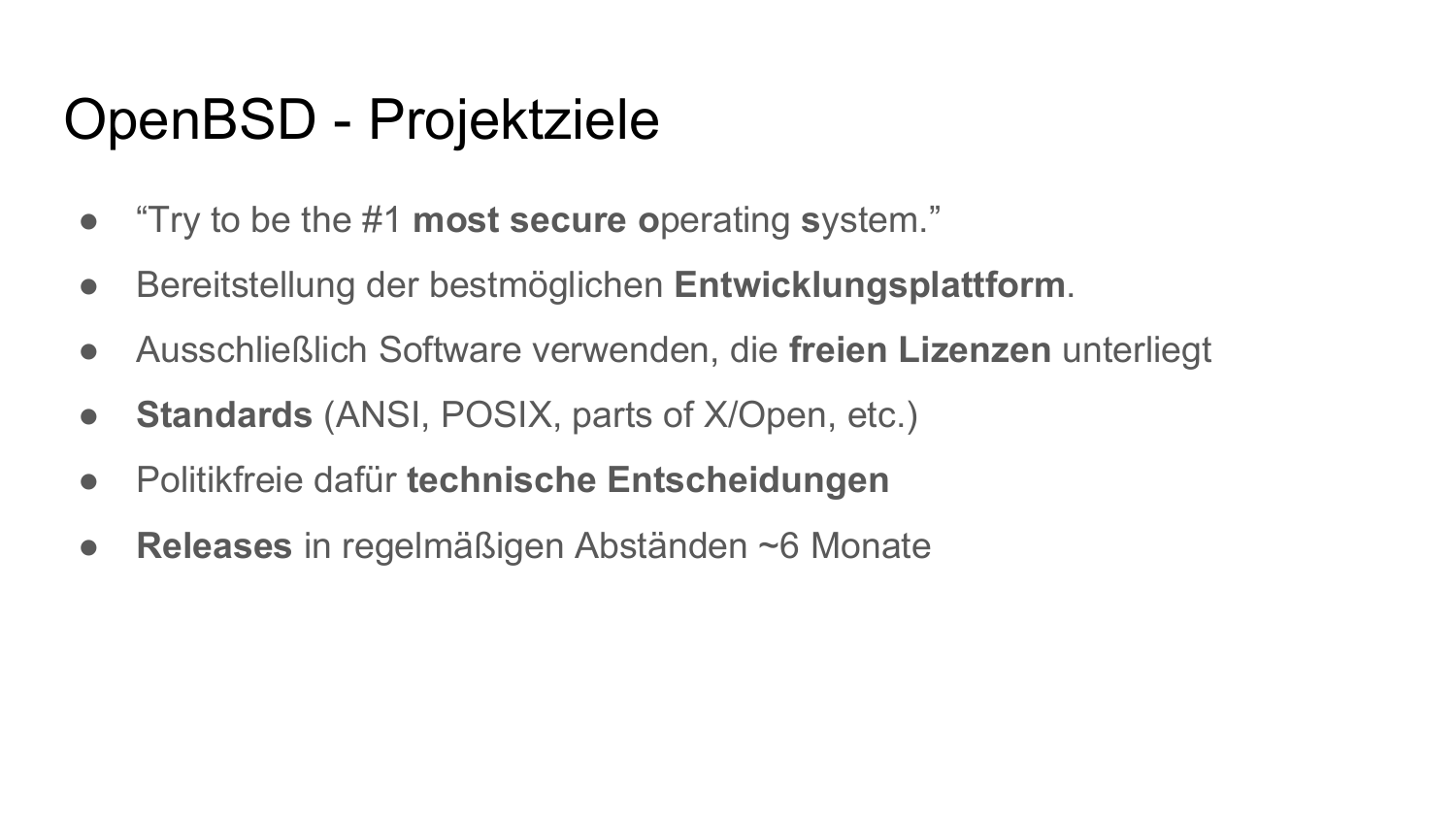# OpenBSD - Projektziele

- “Try to be the #1 **most secure o**perating **s**ystem.”
- Bereitstellung der bestmöglichen **Entwicklungsplattform**.
- Ausschließlich Software verwenden, die **freien Lizenzen** unterliegt
- **Standards** (ANSI, POSIX, parts of X/Open, etc.)
- Politikfreie dafür **technische Entscheidungen**
- **Releases** in regelmäßigen Abständen ~6 Monate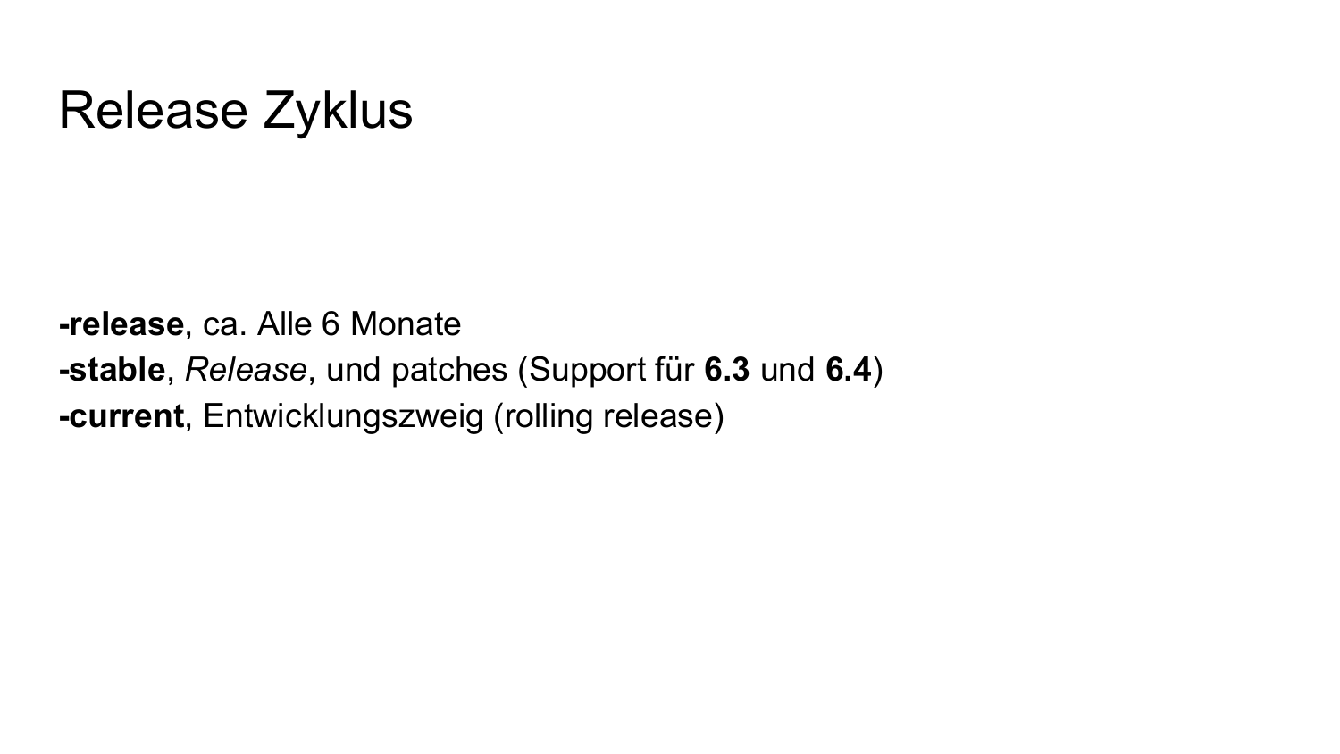# Release Zyklus

**-release**, ca. Alle 6 Monate
**-stable**, *Release*, und patches (Support für **6.3** und **6.4**)
**-current**, Entwicklungszweig (rolling release)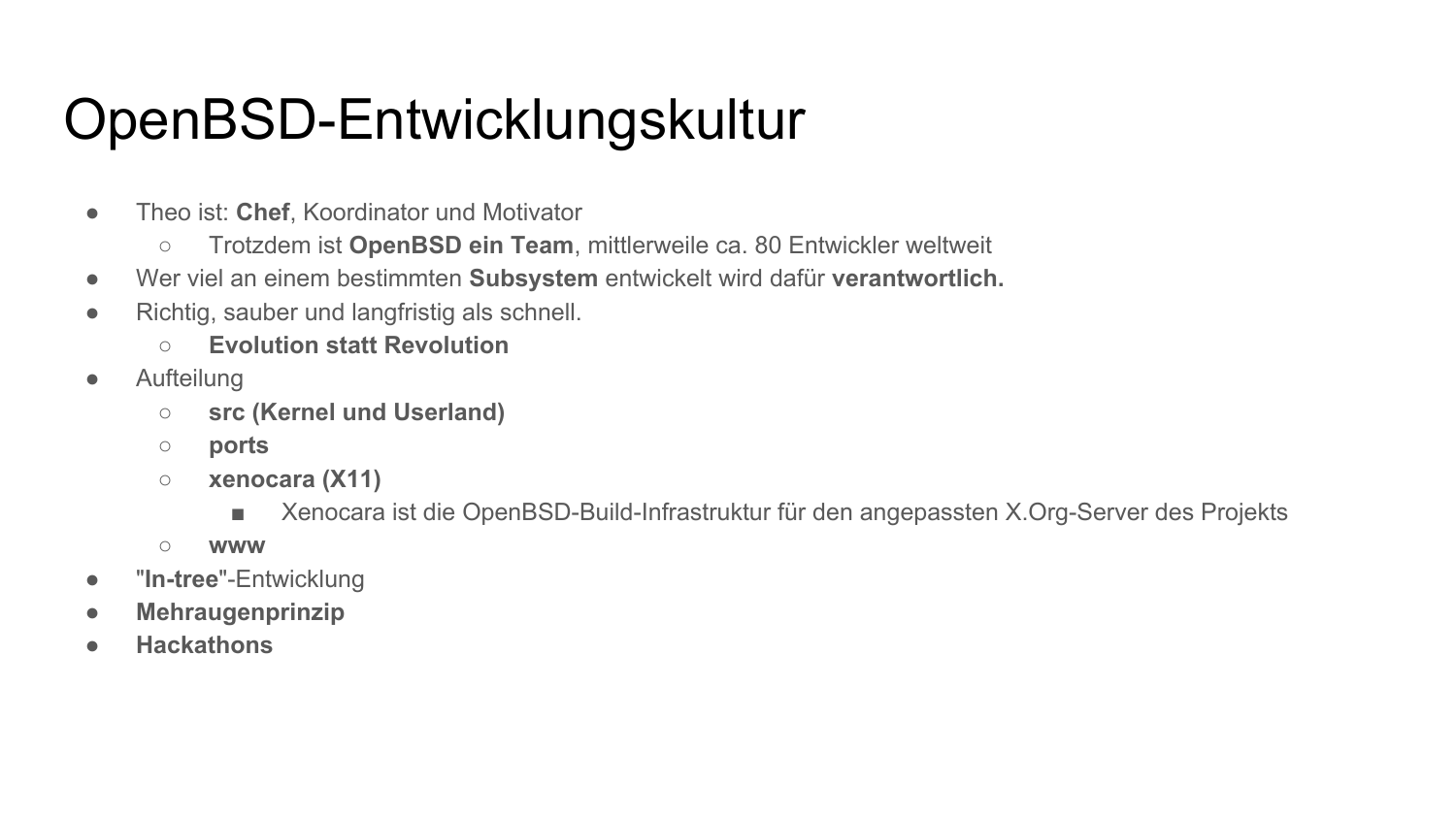# OpenBSD-Entwicklungskultur

- Theo ist: **Chef**, Koordinator und Motivator
  - Trotzdem ist **OpenBSD ein Team**, mittlerweile ca. 80 Entwickler weltweit
- Wer viel an einem bestimmten **Subsystem** entwickelt wird dafür **verantwortlich.**
- Richtig, sauber und langfristig als schnell.
  - **Evolution statt Revolution**
- Aufteilung
  - **src (Kernel und Userland)**
  - **ports**
  - **xenocara (X11)**
    - Xenocara ist die OpenBSD-Build-Infrastruktur für den angepassten X.Org-Server des Projekts
  - **www**
- "**In-tree**"-Entwicklung
- **Mehraugenprinzip**
- **Hackathons**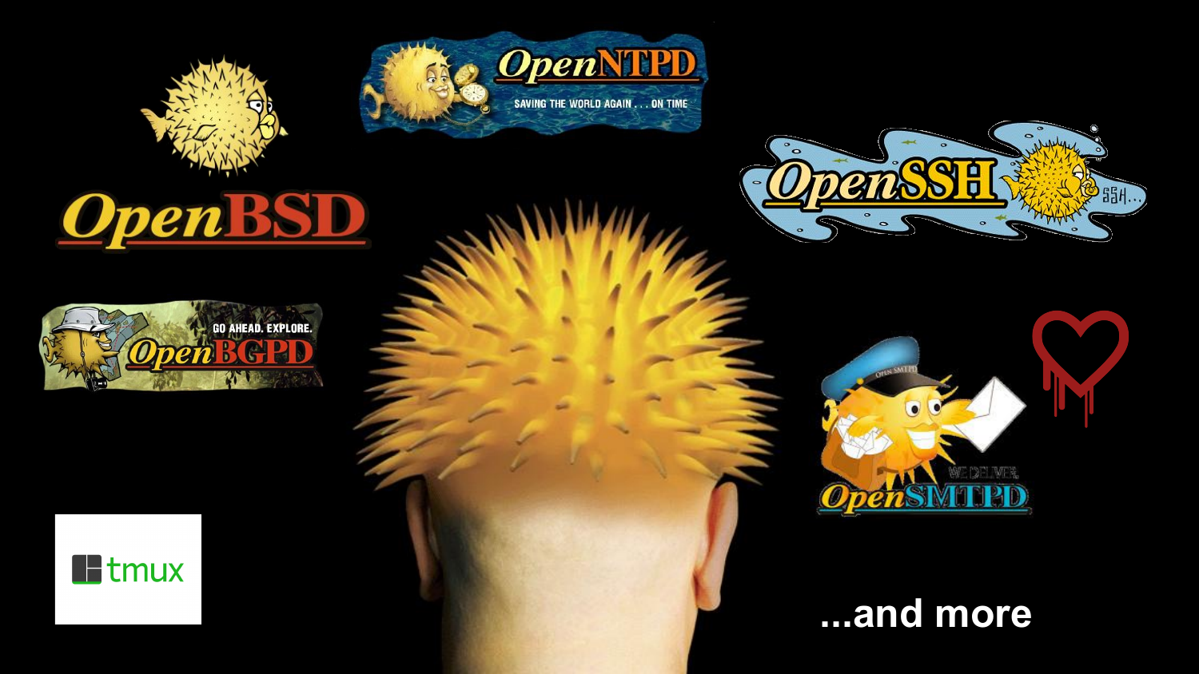OpenBSD

OpenNTPD

SAVING THE WORLD AGAIN . . . ON TIME

OpenSSH

GO AHEAD. EXPLORE.

OpenBGPD

OpenSMTPD

tmux

...and more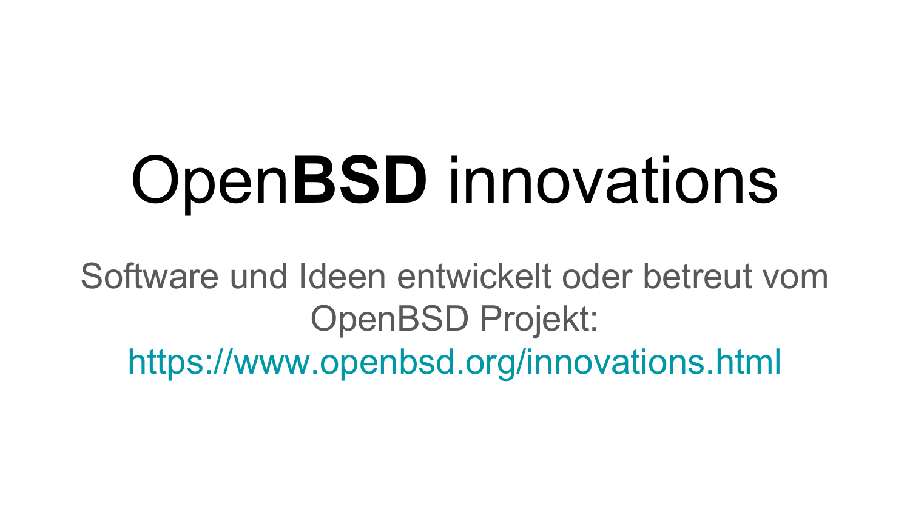# Open**BSD** innovations

Software und Ideen entwickelt oder betreut vom OpenBSD Projekt:
https://www.openbsd.org/innovations.html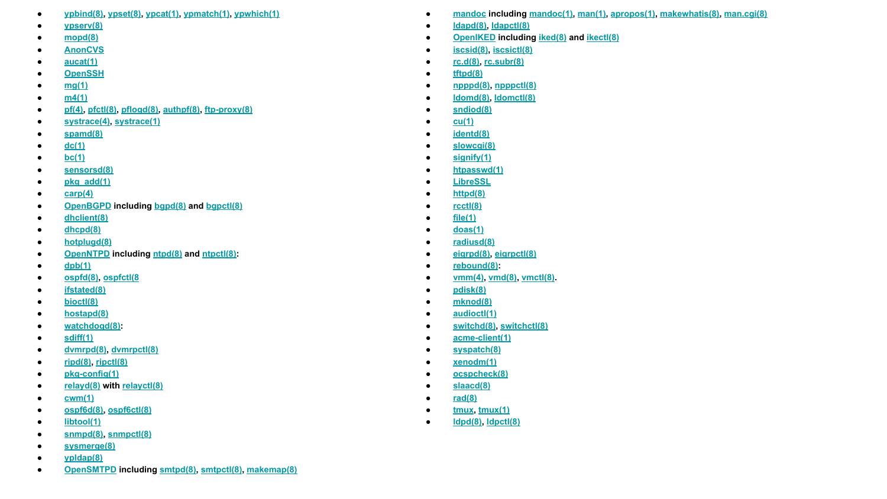- ypbind(8), ypset(8), ypcat(1), ypmatch(1), ypwhich(1)
- ypserv(8)
- mopd(8)
- AnonCVS
- aucat(1)
- OpenSSH
- mg(1)
- m4(1)
- pf(4), pfctl(8), pflogd(8), authpf(8), ftp-proxy(8)
- systrace(4), systrace(1)
- spamd(8)
- dc(1)
- bc(1)
- sensorsd(8)
- pkg_add(1)
- carp(4)
- OpenBGPD including bgpd(8) and bgpctl(8)
- dhclient(8)
- dhcpd(8)
- hotplugd(8)
- OpenNTPD including ntpd(8) and ntpctl(8):
- dpb(1)
- ospfd(8), ospfctl(8
- ifstated(8)
- bioctl(8)
- hostapd(8)
- watchdogd(8):
- sdiff(1)
- dvmrpd(8), dvmrpctl(8)
- ripd(8), ripctl(8)
- pkg-config(1)
- relayd(8) with relayctl(8)
- cwm(1)
- ospf6d(8), ospf6ctl(8)
- libtool(1)
- snmpd(8), snmpctl(8)
- sysmerge(8)
- ypldap(8)
- OpenSMTPD including smtpd(8), smtpctl(8), makemap(8)
- mandoc including mandoc(1), man(1), apropos(1), makewhatis(8), man.cgi(8)
- ldapd(8), ldapctl(8)
- OpenIKED including iked(8) and ikectl(8)
- iscsid(8), iscsictl(8)
- rc.d(8), rc.subr(8)
- tftpd(8)
- npppd(8), npppctl(8)
- ldomd(8), ldomctl(8)
- sndiod(8)
- cu(1)
- identd(8)
- slowcgi(8)
- signify(1)
- htpasswd(1)
- LibreSSL
- httpd(8)
- rcctl(8)
- file(1)
- doas(1)
- radiusd(8)
- eigrpd(8), eigrpctl(8)
- rebound(8):
- vmm(4), vmd(8), vmctl(8).
- pdisk(8)
- mknod(8)
- audioctl(1)
- switchd(8), switchctl(8)
- acme-client(1)
- syspatch(8)
- xenodm(1)
- ocspcheck(8)
- slaacd(8)
- rad(8)
- tmux, tmux(1)
- ldpd(8), ldpctl(8)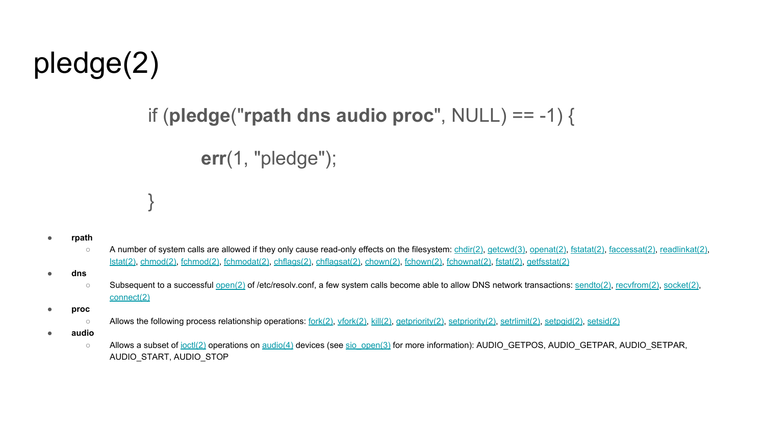# pledge(2)

```
if (pledge("rpath dns audio proc", NULL) == -1) {
        err(1, "pledge");
}
```

- **rpath**
  - A number of system calls are allowed if they only cause read-only effects on the filesystem: chdir(2), getcwd(3), openat(2), fstatat(2), faccessat(2), readlinkat(2), lstat(2), chmod(2), fchmod(2), fchmodat(2), chflags(2), chflagsat(2), chown(2), fchown(2), fchownat(2), fstat(2), getfsstat(2)
- **dns**
  - Subsequent to a successful open(2) of /etc/resolv.conf, a few system calls become able to allow DNS network transactions: sendto(2), recvfrom(2), socket(2), connect(2)
- **proc**
  - Allows the following process relationship operations: fork(2), vfork(2), kill(2), getpriority(2), setpriority(2), setrlimit(2), setpgid(2), setsid(2)
- **audio**
  - Allows a subset of ioctl(2) operations on audio(4) devices (see sio_open(3) for more information): AUDIO_GETPOS, AUDIO_GETPAR, AUDIO_SETPAR, AUDIO_START, AUDIO_STOP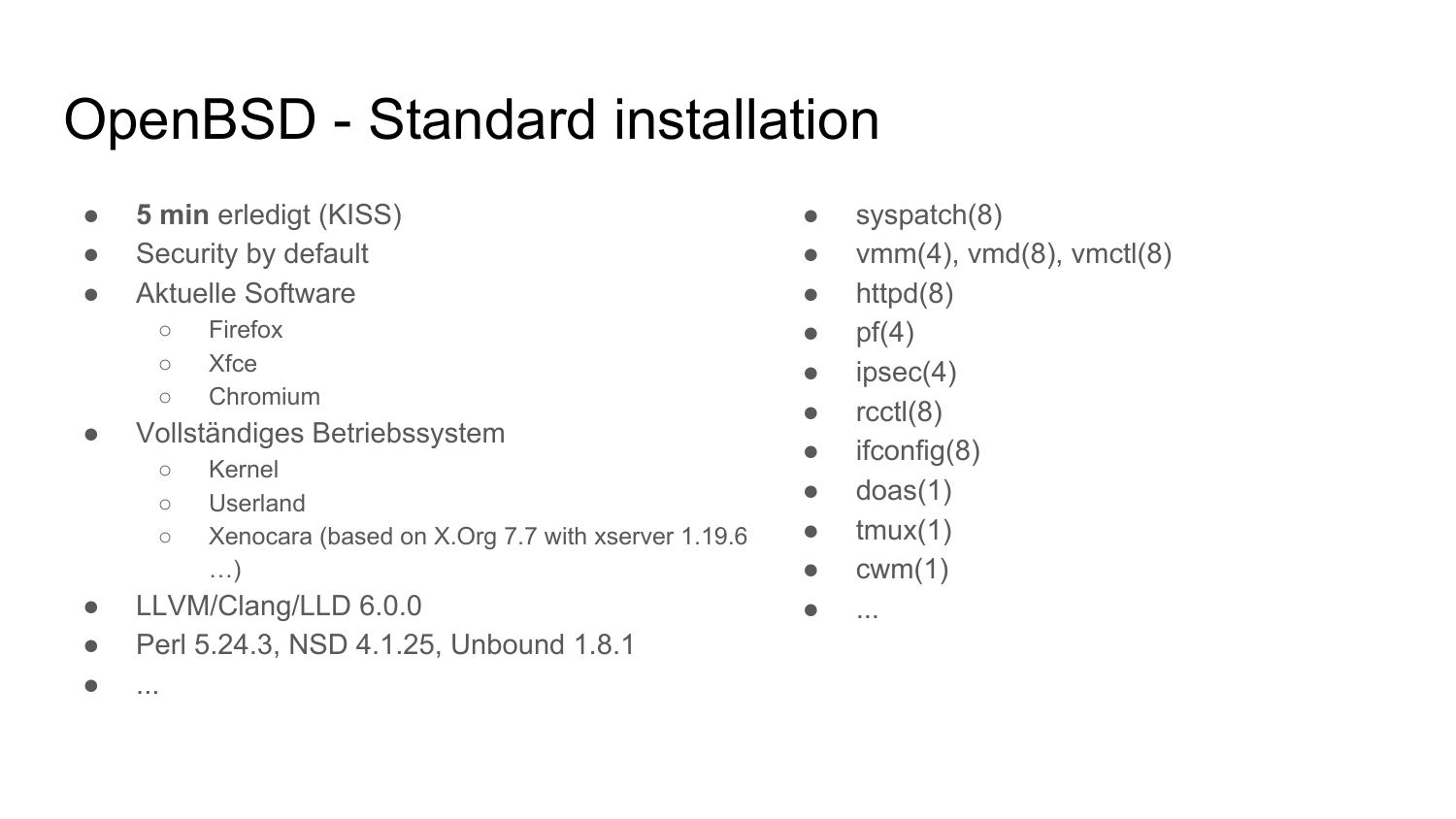# OpenBSD - Standard installation

- **5 min** erledigt (KISS)
- Security by default
- Aktuelle Software
  - Firefox
  - Xfce
  - Chromium
- Vollständiges Betriebssystem
  - Kernel
  - Userland
  - Xenocara (based on X.Org 7.7 with xserver 1.19.6 …)
- LLVM/Clang/LLD 6.0.0
- Perl 5.24.3, NSD 4.1.25, Unbound 1.8.1
- ...

- syspatch(8)
- vmm(4), vmd(8), vmctl(8)
- httpd(8)
- pf(4)
- ipsec(4)
- rcctl(8)
- ifconfig(8)
- doas(1)
- tmux(1)
- cwm(1)
- ...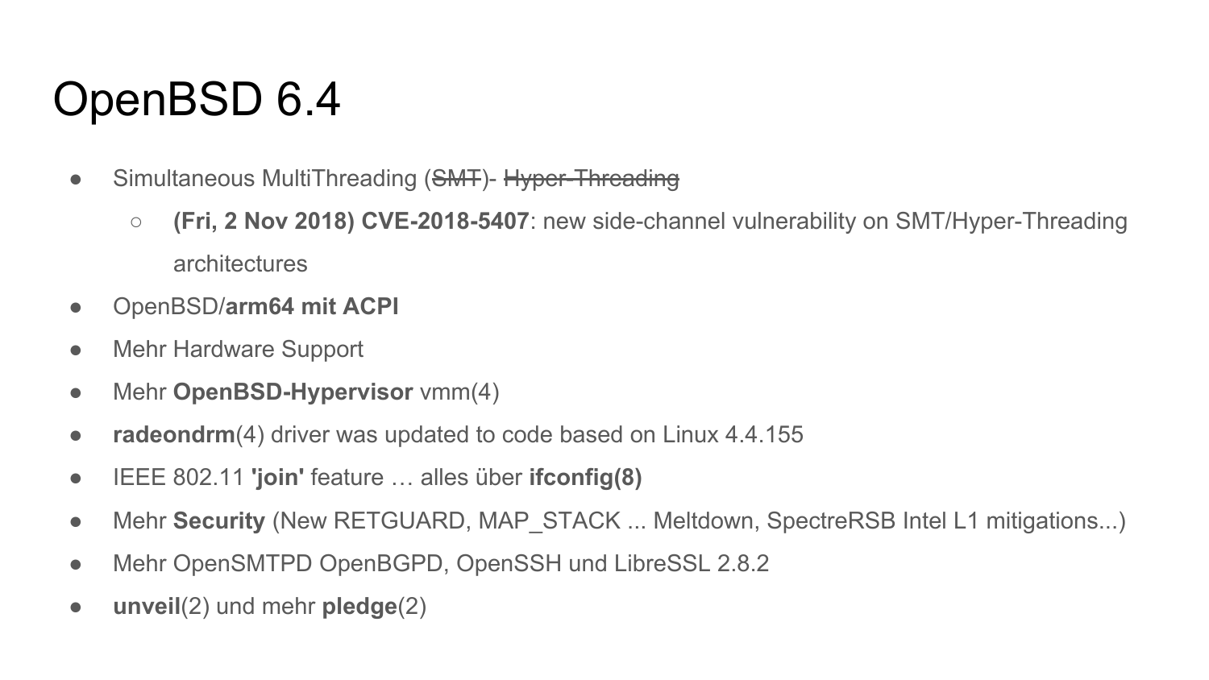# OpenBSD 6.4

- Simultaneous MultiThreading (~~SMT~~)- ~~Hyper-Threading~~
  - **(Fri, 2 Nov 2018) CVE-2018-5407**: new side-channel vulnerability on SMT/Hyper-Threading architectures
- OpenBSD/**arm64 mit ACPI**
- Mehr Hardware Support
- Mehr **OpenBSD-Hypervisor** vmm(4)
- **radeondrm**(4) driver was updated to code based on Linux 4.4.155
- IEEE 802.11 **'join'** feature … alles über **ifconfig(8)**
- Mehr **Security** (New RETGUARD, MAP_STACK ... Meltdown, SpectreRSB Intel L1 mitigations...)
- Mehr OpenSMTPD OpenBGPD, OpenSSH und LibreSSL 2.8.2
- **unveil**(2) und mehr **pledge**(2)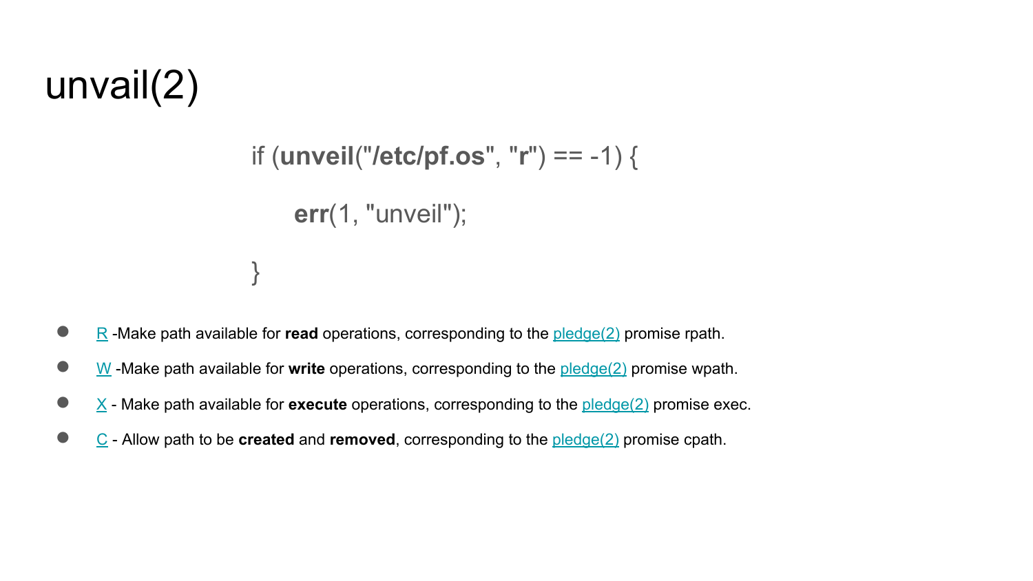# unvail(2)

```
if (unveil("/etc/pf.os", "r") == -1) {
    err(1, "unveil");
}
```

- R -Make path available for **read** operations, corresponding to the pledge(2) promise rpath.
- W -Make path available for **write** operations, corresponding to the pledge(2) promise wpath.
- X - Make path available for **execute** operations, corresponding to the pledge(2) promise exec.
- C - Allow path to be **created** and **removed**, corresponding to the pledge(2) promise cpath.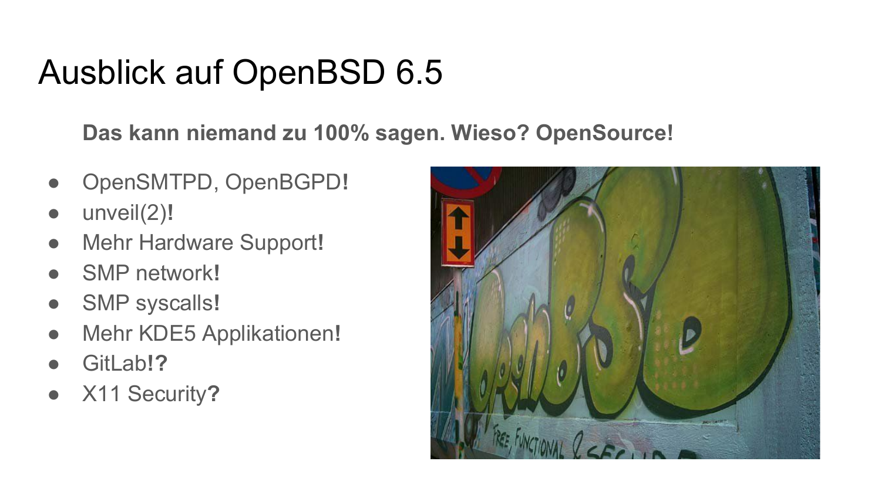# Ausblick auf OpenBSD 6.5

**Das kann niemand zu 100% sagen. Wieso? OpenSource!**

- OpenSMTPD, OpenBGPD**!**
- unveil(2)**!**
- Mehr Hardware Support**!**
- SMP network**!**
- SMP syscalls**!**
- Mehr KDE5 Applikationen**!**
- GitLab**!?**
- X11 Security**?**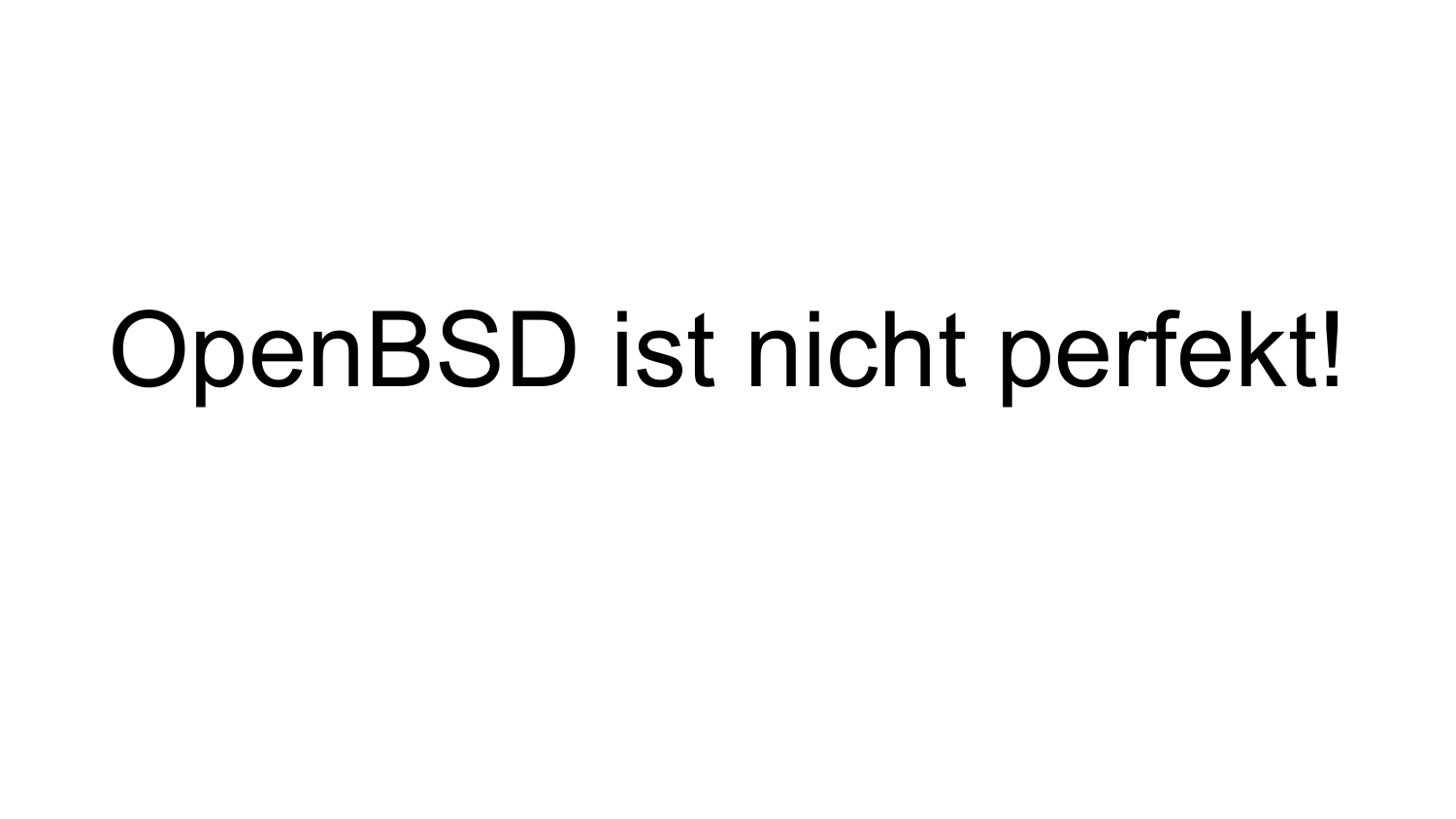# OpenBSD ist nicht perfekt!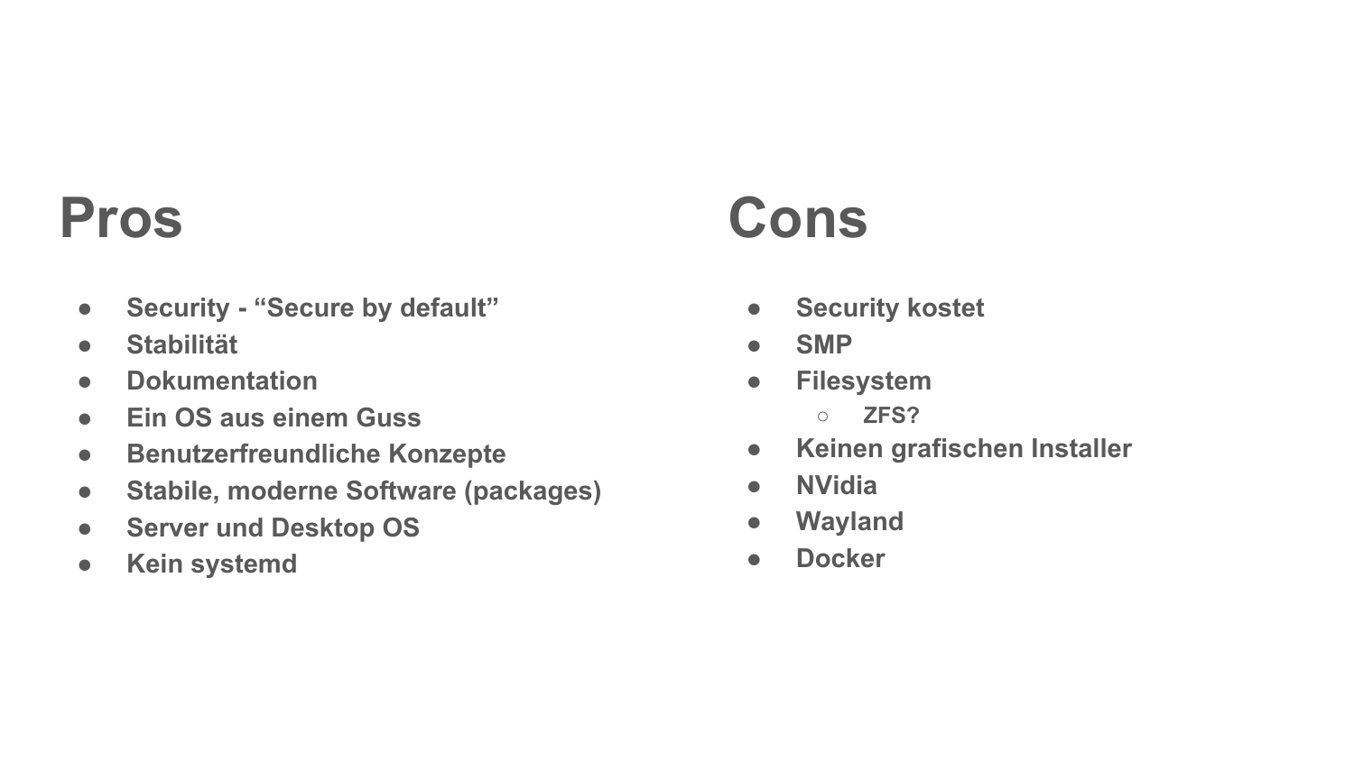## Pros

- Security - “Secure by default”
- Stabilität
- Dokumentation
- Ein OS aus einem Guss
- Benutzerfreundliche Konzepte
- Stabile, moderne Software (packages)
- Server und Desktop OS
- Kein systemd

## Cons

- Security kostet
- SMP
- Filesystem
  - ZFS?
- Keinen grafischen Installer
- NVidia
- Wayland
- Docker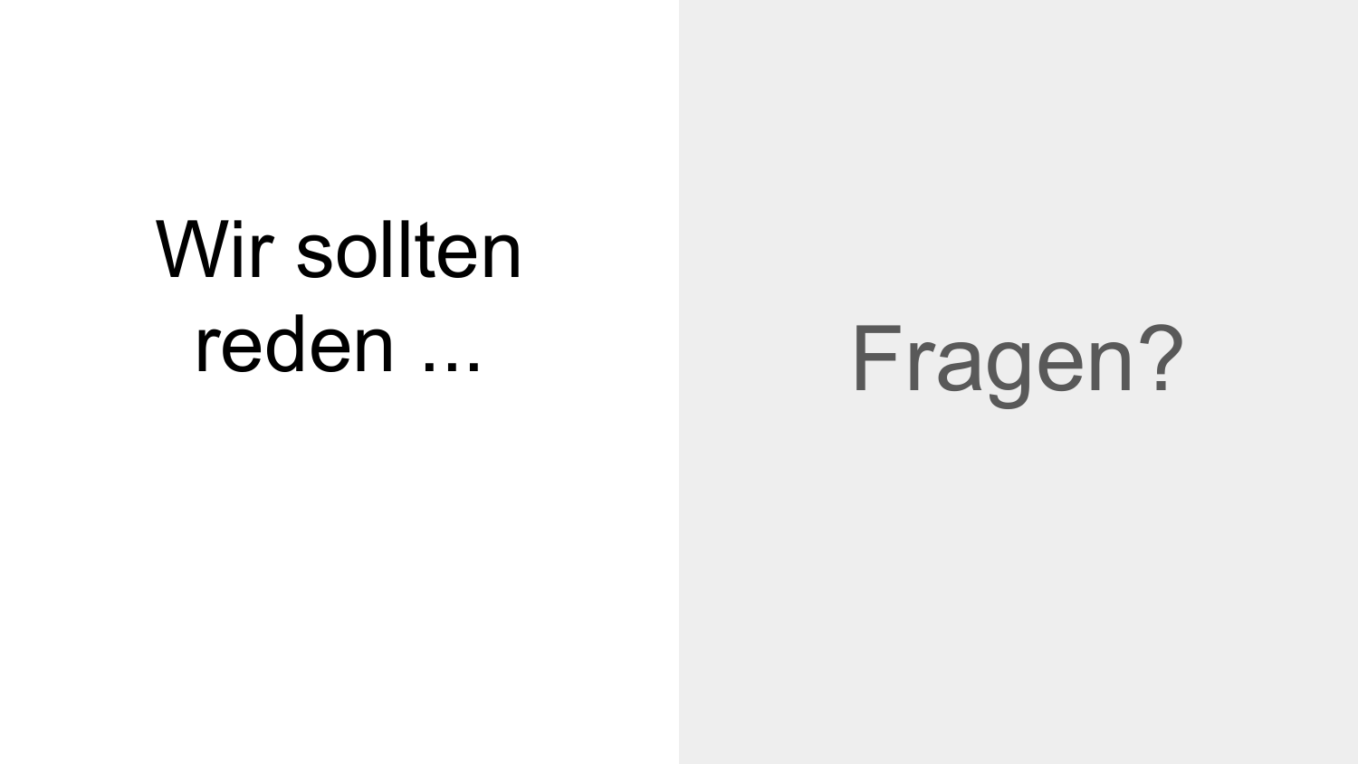# Wir sollten reden ...

# Fragen?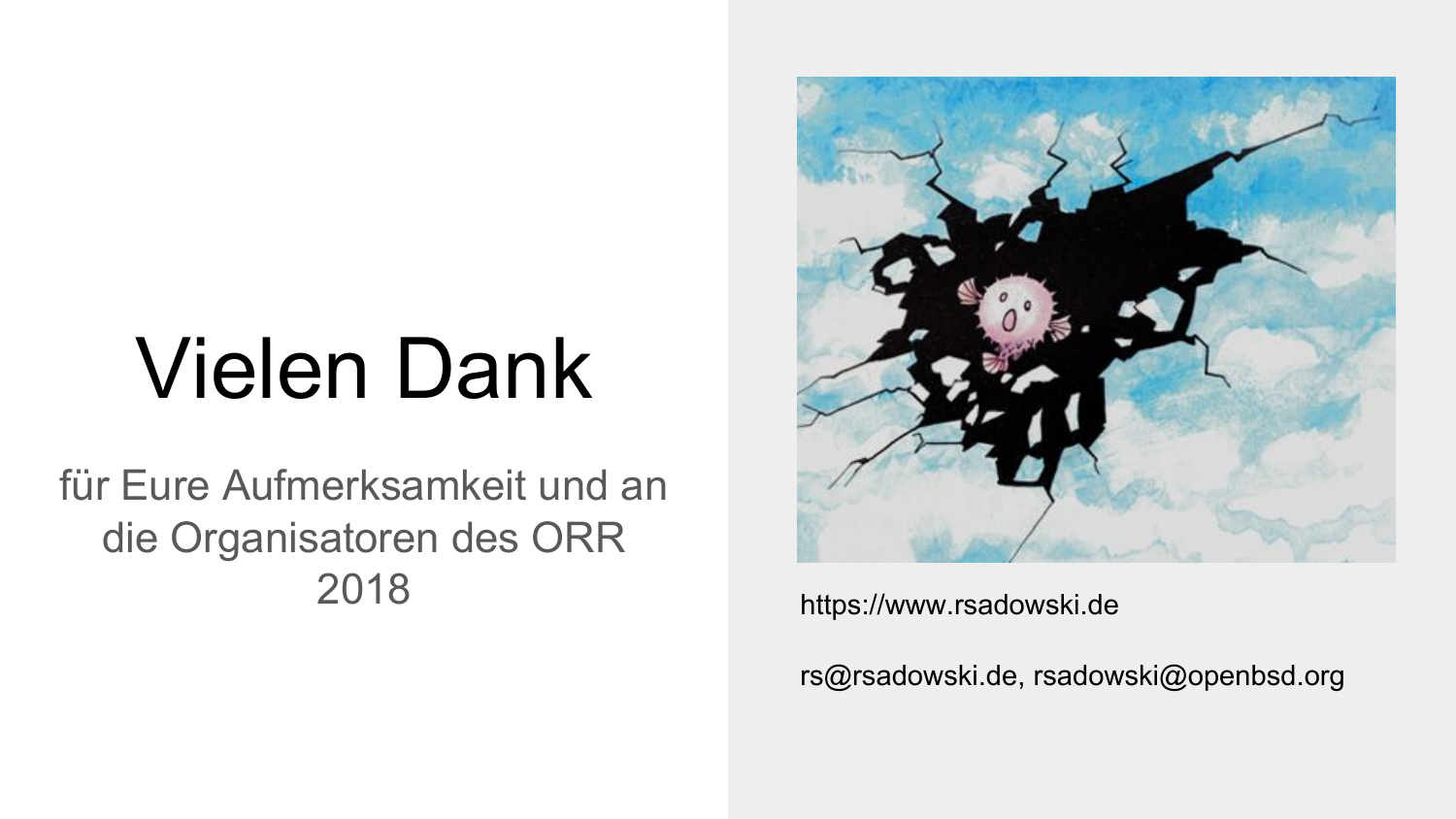# Vielen Dank

für Eure Aufmerksamkeit und an die Organisatoren des ORR 2018

https://www.rsadowski.de

rs@rsadowski.de, rsadowski@openbsd.org